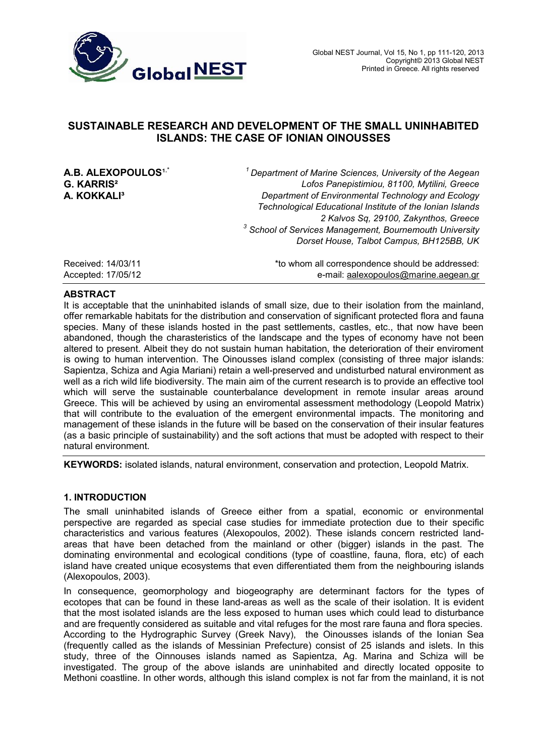# SUSTAINABLE RESEARCH AND DEVELOPMENT OF THE SMALL UNINHABITED ISLANDS: THE CASE OF IONIAN OINOUSSES

**A.B. ALEXOPOULOS**[1,*]
**G. KARRIS**[2]
**A. KOKKALI**[3]

[1] *Department of Marine Sciences, University of the Aegean Lofos Panepistimiou, 81100, Mytilini, Greece*
*Department of Environmental Technology and Ecology Technological Educational Institute of the Ionian Islands 2 Kalvos Sq, 29100, Zakynthos, Greece*
[3] *School of Services Management, Bournemouth University Dorset House, Talbot Campus, BH125BB, UK*

Received: 14/03/11
Accepted: 17/05/12

*to whom all correspondence should be addressed:
e-mail: aalexopoulos@marine.aegean.gr

## ABSTRACT

It is acceptable that the uninhabited islands of small size, due to their isolation from the mainland, offer remarkable habitats for the distribution and conservation of significant protected flora and fauna species. Many of these islands hosted in the past settlements, castles, etc., that now have been abandoned, though the characteristics of the landscape and the types of economy have not been altered to present. Albeit they do not sustain human habitation, the deterioration of their enviroment is owing to human intervention. The Oinousses island complex (consisting of three major islands: Sapientza, Schiza and Agia Mariani) retain a well-preserved and undisturbed natural environment as well as a rich wild life biodiversity. The main aim of the current research is to provide an effective tool which will serve the sustainable counterbalance development in remote insular areas around Greece. This will be achieved by using an enviromental assessment methodology (Leopold Matrix) that will contribute to the evaluation of the emergent environmental impacts. The monitoring and management of these islands in the future will be based on the conservation of their insular features (as a basic principle of sustainability) and the soft actions that must be adopted with respect to their natural environment.

**KEYWORDS:** isolated islands, natural environment, conservation and protection, Leopold Matrix.

## 1. INTRODUCTION

The small uninhabited islands of Greece either from a spatial, economic or environmental perspective are regarded as special case studies for immediate protection due to their specific characteristics and various features (Alexopoulos, 2002). These islands concern restricted land-areas that have been detached from the mainland or other (bigger) islands in the past. The dominating environmental and ecological conditions (type of coastline, fauna, flora, etc) of each island have created unique ecosystems that even differentiated them from the neighbouring islands (Alexopoulos, 2003).

In consequence, geomorphology and biogeography are determinant factors for the types of ecotopes that can be found in these land-areas as well as the scale of their isolation. It is evident that the most isolated islands are the less exposed to human uses which could lead to disturbance and are frequently considered as suitable and vital refuges for the most rare fauna and flora species. According to the Hydrographic Survey (Greek Navy), the Oinousses islands of the Ionian Sea (frequently called as the islands of Messinian Prefecture) consist of 25 islands and islets. In this study, three of the Oinnouses islands named as Sapientza, Ag. Marina and Schiza will be investigated. The group of the above islands are uninhabited and directly located opposite to Methoni coastline. In other words, although this island complex is not far from the mainland, it is not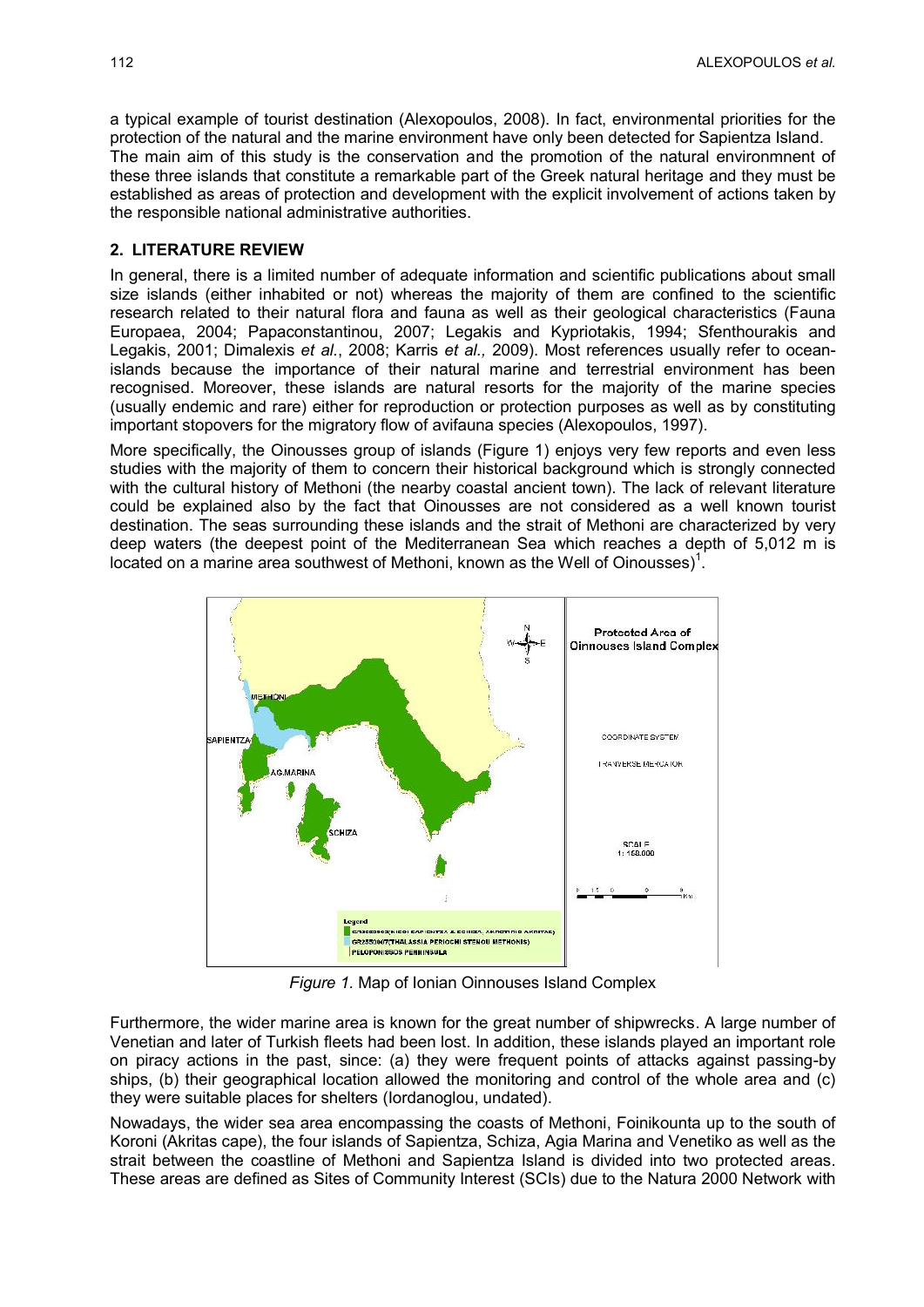a typical example of tourist destination (Alexopoulos, 2008). In fact, environmental priorities for the protection of the natural and the marine environment have only been detected for Sapientza Island. The main aim of this study is the conservation and the promotion of the natural environmnent of these three islands that constitute a remarkable part of the Greek natural heritage and they must be established as areas of protection and development with the explicit involvement of actions taken by the responsible national administrative authorities.

## 2. LITERATURE REVIEW

In general, there is a limited number of adequate information and scientific publications about small size islands (either inhabited or not) whereas the majority of them are confined to the scientific research related to their natural flora and fauna as well as their geological characteristics (Fauna Europaea, 2004; Papaconstantinou, 2007; Legakis and Kypriotakis, 1994; Sfenthourakis and Legakis, 2001; Dimalexis *et al.*, 2008; Karris *et al.,* 2009). Most references usually refer to ocean-islands because the importance of their natural marine and terrestrial environment has been recognised. Moreover, these islands are natural resorts for the majority of the marine species (usually endemic and rare) either for reproduction or protection purposes as well as by constituting important stopovers for the migratory flow of avifauna species (Alexopoulos, 1997).

More specifically, the Oinousses group of islands (Figure 1) enjoys very few reports and even less studies with the majority of them to concern their historical background which is strongly connected with the cultural history of Methoni (the nearby coastal ancient town). The lack of relevant literature could be explained also by the fact that Oinousses are not considered as a well known tourist destination. The seas surrounding these islands and the strait of Methoni are characterized by very deep waters (the deepest point of the Mediterranean Sea which reaches a depth of 5,012 m is located on a marine area southwest of Methoni, known as the Well of Oinousses)[1].

*Figure 1.* Map of Ionian Oinnouses Island Complex

Furthermore, the wider marine area is known for the great number of shipwrecks. A large number of Venetian and later of Turkish fleets had been lost. In addition, these islands played an important role on piracy actions in the past, since: (a) they were frequent points of attacks against passing-by ships, (b) their geographical location allowed the monitoring and control of the whole area and (c) they were suitable places for shelters (Iordanoglou, undated).

Nowadays, the wider sea area encompassing the coasts of Methoni, Foinikounta up to the south of Koroni (Akritas cape), the four islands of Sapientza, Schiza, Agia Marina and Venetiko as well as the strait between the coastline of Methoni and Sapientza Island is divided into two protected areas. These areas are defined as Sites of Community Interest (SCIs) due to the Natura 2000 Network with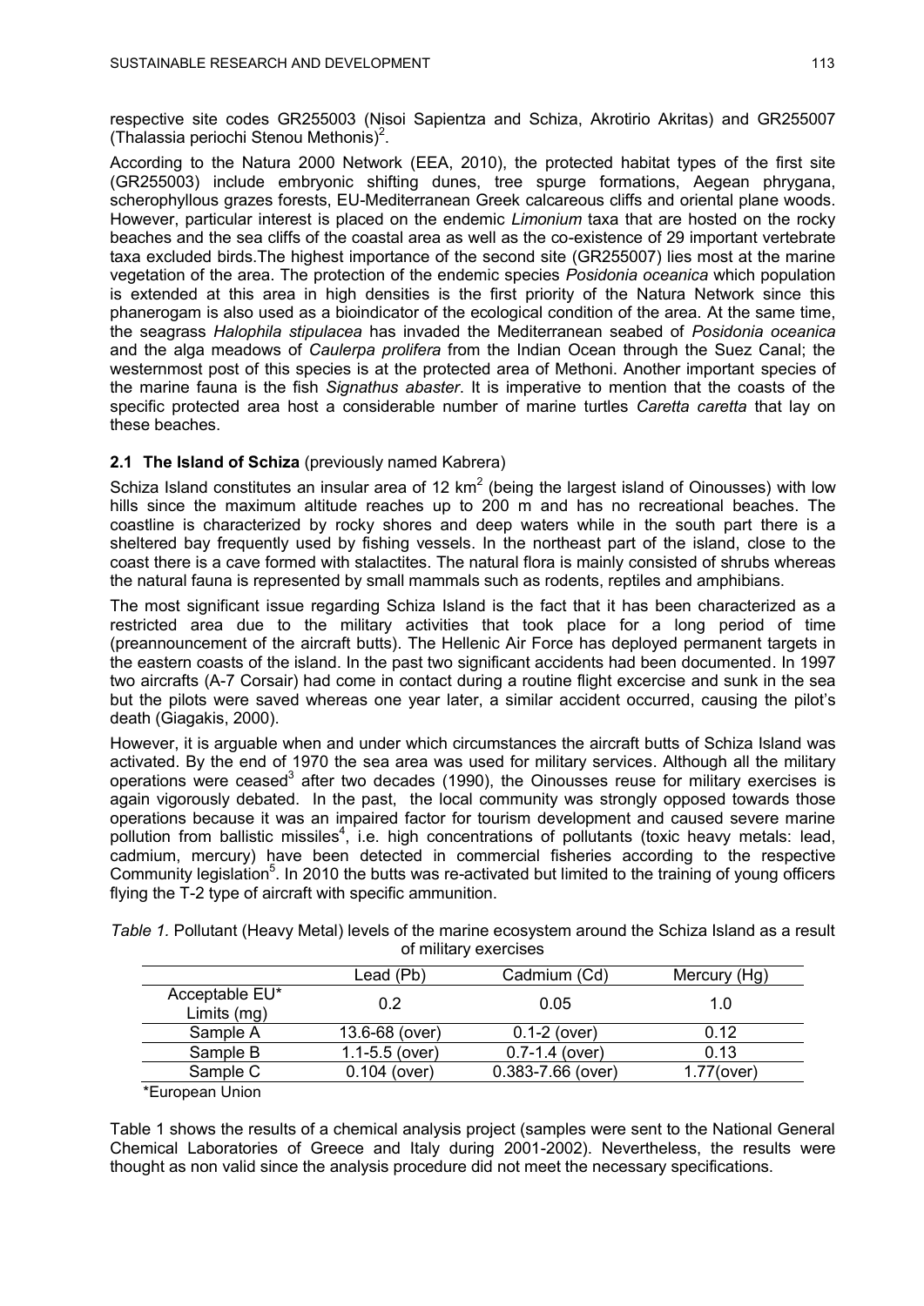respective site codes GR255003 (Nisoi Sapientza and Schiza, Akrotirio Akritas) and GR255007 (Thalassia periochi Stenou Methonis)[2].

According to the Natura 2000 Network (EEA, 2010), the protected habitat types of the first site (GR255003) include embryonic shifting dunes, tree spurge formations, Aegean phrygana, scherophyllous grazes forests, EU-Mediterranean Greek calcareous cliffs and oriental plane woods. However, particular interest is placed on the endemic *Limonium* taxa that are hosted on the rocky beaches and the sea cliffs of the coastal area as well as the co-existence of 29 important vertebrate taxa excluded birds.The highest importance of the second site (GR255007) lies most at the marine vegetation of the area. The protection of the endemic species *Posidonia oceanica* which population is extended at this area in high densities is the first priority of the Natura Network since this phanerogam is also used as a bioindicator of the ecological condition of the area. At the same time, the seagrass *Halophila stipulacea* has invaded the Mediterranean seabed of *Posidonia oceanica* and the alga meadows of *Caulerpa prolifera* from the Indian Ocean through the Suez Canal; the westernmost post of this species is at the protected area of Methoni. Another important species of the marine fauna is the fish *Signathus abaster*. It is imperative to mention that the coasts of the specific protected area host a considerable number of marine turtles *Caretta caretta* that lay on these beaches.

### 2.1 The Island of Schiza (previously named Kabrera)

Schiza Island constitutes an insular area of 12 $km^2$ (being the largest island of Oinousses) with low hills since the maximum altitude reaches up to 200 m and has no recreational beaches. The coastline is characterized by rocky shores and deep waters while in the south part there is a sheltered bay frequently used by fishing vessels. In the northeast part of the island, close to the coast there is a cave formed with stalactites. The natural flora is mainly consisted of shrubs whereas the natural fauna is represented by small mammals such as rodents, reptiles and amphibians.

The most significant issue regarding Schiza Island is the fact that it has been characterized as a restricted area due to the military activities that took place for a long period of time (preannouncement of the aircraft butts). The Hellenic Air Force has deployed permanent targets in the eastern coasts of the island. In the past two significant accidents had been documented. In 1997 two aircrafts (A-7 Corsair) had come in contact during a routine flight excercise and sunk in the sea but the pilots were saved whereas one year later, a similar accident occurred, causing the pilot's death (Giagakis, 2000).

However, it is arguable when and under which circumstances the aircraft butts of Schiza Island was activated. By the end of 1970 the sea area was used for military services. Although all the military operations were ceased[3] after two decades (1990), the Oinousses reuse for military exercises is again vigorously debated. In the past, the local community was strongly opposed towards those operations because it was an impaired factor for tourism development and caused severe marine pollution from ballistic missiles[4], i.e. high concentrations of pollutants (toxic heavy metals: lead, cadmium, mercury) have been detected in commercial fisheries according to the respective Community legislation[5]. In 2010 the butts was re-activated but limited to the training of young officers flying the T-2 type of aircraft with specific ammunition.

*Table 1.* Pollutant (Heavy Metal) levels of the marine ecosystem around the Schiza Island as a result of military exercises

| | Lead (Pb) | Cadmium (Cd) | Mercury (Hg) |
|---|---|---|---|
| Acceptable EU* Limits (mg) | 0.2 | 0.05 | 1.0 |
| Sample A | 13.6-68 (over) | 0.1-2 (over) | 0.12 |
| Sample B | 1.1-5.5 (over) | 0.7-1.4 (over) | 0.13 |
| Sample C | 0.104 (over) | 0.383-7.66 (over) | 1.77(over) |

*European Union

Table 1 shows the results of a chemical analysis project (samples were sent to the National General Chemical Laboratories of Greece and Italy during 2001-2002). Nevertheless, the results were thought as non valid since the analysis procedure did not meet the necessary specifications.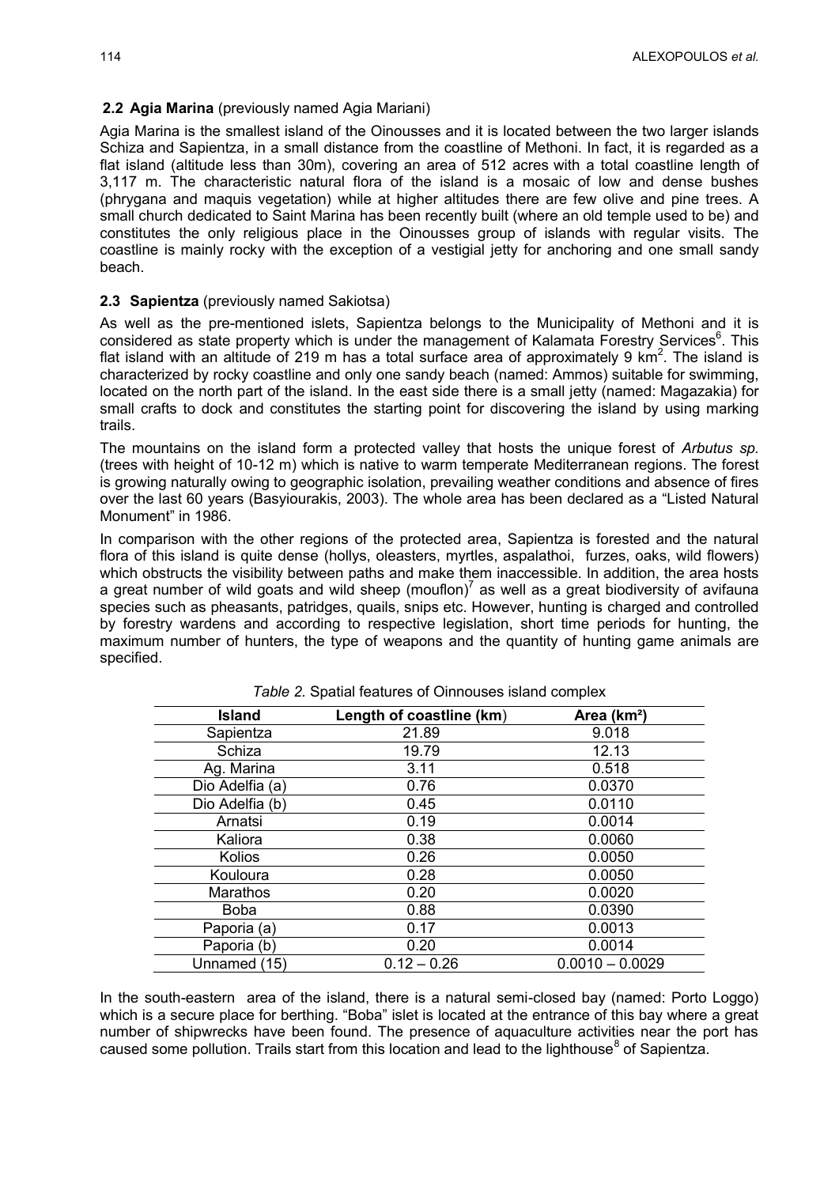### 2.2 Agia Marina (previously named Agia Mariani)

Agia Marina is the smallest island of the Oinousses and it is located between the two larger islands Schiza and Sapientza, in a small distance from the coastline of Methoni. In fact, it is regarded as a flat island (altitude less than 30m), covering an area of 512 acres with a total coastline length of 3,117 m. The characteristic natural flora of the island is a mosaic of low and dense bushes (phrygana and maquis vegetation) while at higher altitudes there are few olive and pine trees. A small church dedicated to Saint Marina has been recently built (where an old temple used to be) and constitutes the only religious place in the Oinousses group of islands with regular visits. The coastline is mainly rocky with the exception of a vestigial jetty for anchoring and one small sandy beach.

### 2.3 Sapientza (previously named Sakiotsa)

As well as the pre-mentioned islets, Sapientza belongs to the Municipality of Methoni and it is considered as state property which is under the management of Kalamata Forestry Services[6]. This flat island with an altitude of 219 m has a total surface area of approximately 9 $km^2$. The island is characterized by rocky coastline and only one sandy beach (named: Ammos) suitable for swimming, located on the north part of the island. In the east side there is a small jetty (named: Magazakia) for small crafts to dock and constitutes the starting point for discovering the island by using marking trails.

The mountains on the island form a protected valley that hosts the unique forest of *Arbutus sp.* (trees with height of 10-12 m) which is native to warm temperate Mediterranean regions. The forest is growing naturally owing to geographic isolation, prevailing weather conditions and absence of fires over the last 60 years (Basyiourakis, 2003). The whole area has been declared as a "Listed Natural Monument" in 1986.

In comparison with the other regions of the protected area, Sapientza is forested and the natural flora of this island is quite dense (hollys, oleasters, myrtles, aspalathoi, furzes, oaks, wild flowers) which obstructs the visibility between paths and make them inaccessible. In addition, the area hosts a great number of wild goats and wild sheep (mouflon)[7] as well as a great biodiversity of avifauna species such as pheasants, patridges, quails, snips etc. However, hunting is charged and controlled by forestry wardens and according to respective legislation, short time periods for hunting, the maximum number of hunters, the type of weapons and the quantity of hunting game animals are specified.

*Table 2.* Spatial features of Oinnouses island complex

| Island | Length of coastline (km) | Area (km²) |
|---|---|---|
| Sapientza | 21.89 | 9.018 |
| Schiza | 19.79 | 12.13 |
| Ag. Marina | 3.11 | 0.518 |
| Dio Adelfia (a) | 0.76 | 0.0370 |
| Dio Adelfia (b) | 0.45 | 0.0110 |
| Arnatsi | 0.19 | 0.0014 |
| Kaliora | 0.38 | 0.0060 |
| Kolios | 0.26 | 0.0050 |
| Kouloura | 0.28 | 0.0050 |
| Marathos | 0.20 | 0.0020 |
| Boba | 0.88 | 0.0390 |
| Paporia (a) | 0.17 | 0.0013 |
| Paporia (b) | 0.20 | 0.0014 |
| Unnamed (15) | 0.12 – 0.26 | 0.0010 – 0.0029 |

In the south-eastern area of the island, there is a natural semi-closed bay (named: Porto Loggo) which is a secure place for berthing. "Boba" islet is located at the entrance of this bay where a great number of shipwrecks have been found. The presence of aquaculture activities near the port has caused some pollution. Trails start from this location and lead to the lighthouse[8] of Sapientza.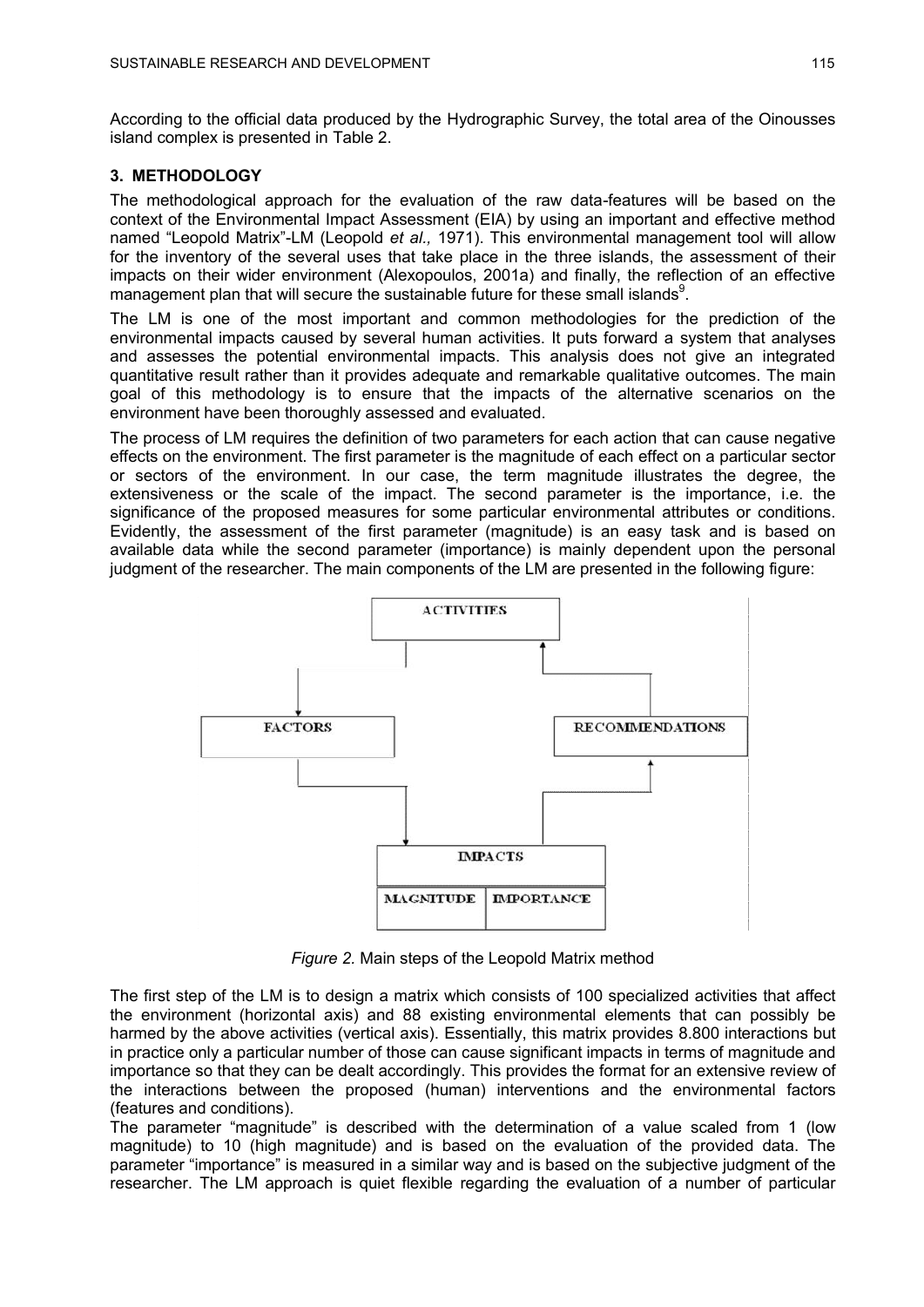According to the official data produced by the Hydrographic Survey, the total area of the Oinousses island complex is presented in Table 2.

## 3. METHODOLOGY

The methodological approach for the evaluation of the raw data-features will be based on the context of the Environmental Impact Assessment (EIA) by using an important and effective method named "Leopold Matrix"-LM (Leopold *et al.,* 1971). This environmental management tool will allow for the inventory of the several uses that take place in the three islands, the assessment of their impacts on their wider environment (Alexopoulos, 2001a) and finally, the reflection of an effective management plan that will secure the sustainable future for these small islands[9].

The LM is one of the most important and common methodologies for the prediction of the environmental impacts caused by several human activities. It puts forward a system that analyses and assesses the potential environmental impacts. This analysis does not give an integrated quantitative result rather than it provides adequate and remarkable qualitative outcomes. The main goal of this methodology is to ensure that the impacts of the alternative scenarios on the environment have been thoroughly assessed and evaluated.

The process of LM requires the definition of two parameters for each action that can cause negative effects on the environment. The first parameter is the magnitude of each effect on a particular sector or sectors of the environment. In our case, the term magnitude illustrates the degree, the extensiveness or the scale of the impact. The second parameter is the importance, i.e. the significance of the proposed measures for some particular environmental attributes or conditions. Evidently, the assessment of the first parameter (magnitude) is an easy task and is based on available data while the second parameter (importance) is mainly dependent upon the personal judgment of the researcher. The main components of the LM are presented in the following figure:

ACTIVITIES

FACTORS

RECOMMENDATIONS

IMPACTS

| MAGNITUDE | IMPORTANCE |
|---|---|

*Figure 2.* Main steps of the Leopold Matrix method

The first step of the LM is to design a matrix which consists of 100 specialized activities that affect the environment (horizontal axis) and 88 existing environmental elements that can possibly be harmed by the above activities (vertical axis). Essentially, this matrix provides 8.800 interactions but in practice only a particular number of those can cause significant impacts in terms of magnitude and importance so that they can be dealt accordingly. This provides the format for an extensive review of the interactions between the proposed (human) interventions and the environmental factors (features and conditions).

The parameter "magnitude" is described with the determination of a value scaled from 1 (low magnitude) to 10 (high magnitude) and is based on the evaluation of the provided data. The parameter "importance" is measured in a similar way and is based on the subjective judgment of the researcher. The LM approach is quiet flexible regarding the evaluation of a number of particular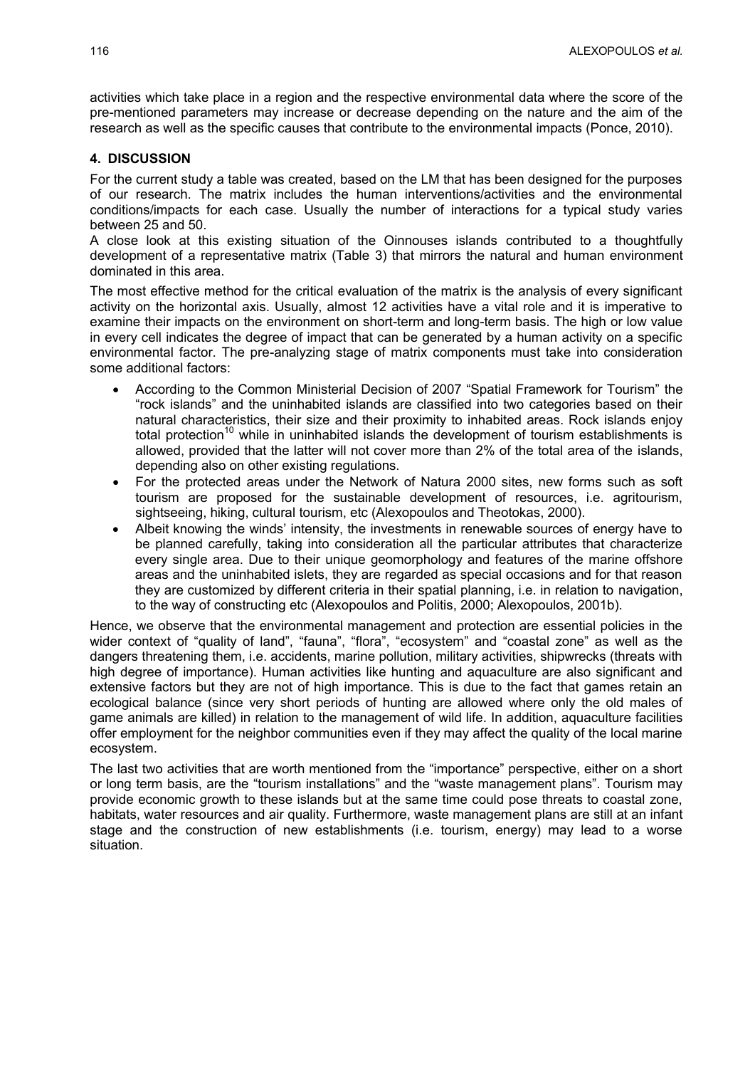activities which take place in a region and the respective environmental data where the score of the pre-mentioned parameters may increase or decrease depending on the nature and the aim of the research as well as the specific causes that contribute to the environmental impacts (Ponce, 2010).

## 4. DISCUSSION

For the current study a table was created, based on the LM that has been designed for the purposes of our research. The matrix includes the human interventions/activities and the environmental conditions/impacts for each case. Usually the number of interactions for a typical study varies between 25 and 50.

A close look at this existing situation of the Oinnouses islands contributed to a thoughtfully development of a representative matrix (Table 3) that mirrors the natural and human environment dominated in this area.

The most effective method for the critical evaluation of the matrix is the analysis of every significant activity on the horizontal axis. Usually, almost 12 activities have a vital role and it is imperative to examine their impacts on the environment on short-term and long-term basis. The high or low value in every cell indicates the degree of impact that can be generated by a human activity on a specific environmental factor. The pre-analyzing stage of matrix components must take into consideration some additional factors:

- According to the Common Ministerial Decision of 2007 "Spatial Framework for Tourism" the "rock islands" and the uninhabited islands are classified into two categories based on their natural characteristics, their size and their proximity to inhabited areas. Rock islands enjoy total protection[10] while in uninhabited islands the development of tourism establishments is allowed, provided that the latter will not cover more than 2% of the total area of the islands, depending also on other existing regulations.
- For the protected areas under the Network of Natura 2000 sites, new forms such as soft tourism are proposed for the sustainable development of resources, i.e. agritourism, sightseeing, hiking, cultural tourism, etc (Alexopoulos and Theotokas, 2000).
- Albeit knowing the winds' intensity, the investments in renewable sources of energy have to be planned carefully, taking into consideration all the particular attributes that characterize every single area. Due to their unique geomorphology and features of the marine offshore areas and the uninhabited islets, they are regarded as special occasions and for that reason they are customized by different criteria in their spatial planning, i.e. in relation to navigation, to the way of constructing etc (Alexopoulos and Politis, 2000; Alexopoulos, 2001b).

Hence, we observe that the environmental management and protection are essential policies in the wider context of "quality of land", "fauna", "flora", "ecosystem" and "coastal zone" as well as the dangers threatening them, i.e. accidents, marine pollution, military activities, shipwrecks (threats with high degree of importance). Human activities like hunting and aquaculture are also significant and extensive factors but they are not of high importance. This is due to the fact that games retain an ecological balance (since very short periods of hunting are allowed where only the old males of game animals are killed) in relation to the management of wild life. In addition, aquaculture facilities offer employment for the neighbor communities even if they may affect the quality of the local marine ecosystem.

The last two activities that are worth mentioned from the "importance" perspective, either on a short or long term basis, are the "tourism installations" and the "waste management plans". Tourism may provide economic growth to these islands but at the same time could pose threats to coastal zone, habitats, water resources and air quality. Furthermore, waste management plans are still at an infant stage and the construction of new establishments (i.e. tourism, energy) may lead to a worse situation.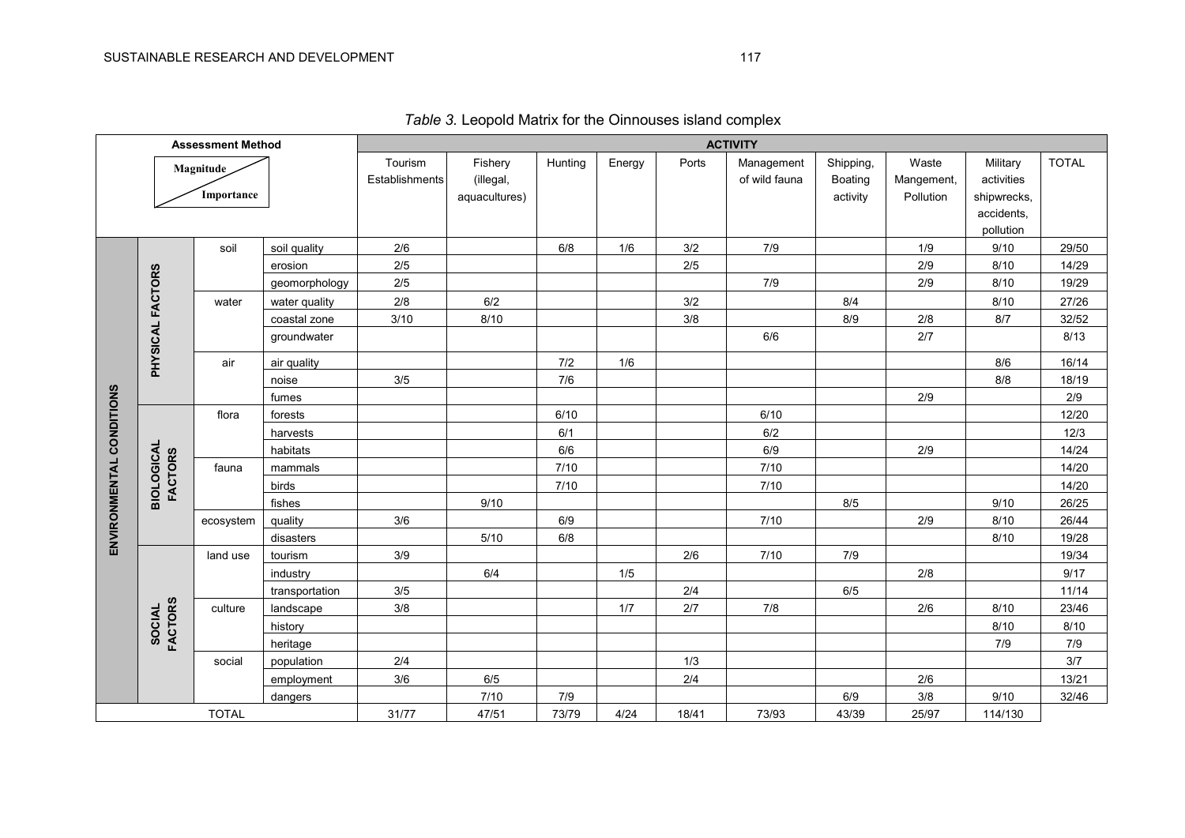*Table 3.* Leopold Matrix for the Oinnouses island complex

| Assessment Method (Magnitude / Importance) | | | | Tourism Establishments | Fishery (illegal, aquacultures) | Hunting | Energy | Ports | Management of wild fauna | Shipping, Boating activity | Waste Mangement, Pollution | Military activities shipwrecks, accidents, pollution | TOTAL |
|---|---|---|---|---|---|---|---|---|---|---|---|---|---|
| ENVIRONMENTAL CONDITIONS | PHYSICAL FACTORS | soil | soil quality | 2/6 | | 6/8 | 1/6 | 3/2 | 7/9 | | 1/9 | 9/10 | 29/50 |
| | | | erosion | 2/5 | | | | 2/5 | | | 2/9 | 8/10 | 14/29 |
| | | | geomorphology | 2/5 | | | | | 7/9 | | 2/9 | 8/10 | 19/29 |
| | | water | water quality | 2/8 | 6/2 | | | 3/2 | | 8/4 | | 8/10 | 27/26 |
| | | | coastal zone | 3/10 | 8/10 | | | 3/8 | | 8/9 | 2/8 | 8/7 | 32/52 |
| | | | groundwater | | | | | | 6/6 | | 2/7 | | 8/13 |
| | | air | air quality | | | 7/2 | 1/6 | | | | | 8/6 | 16/14 |
| | | | noise | 3/5 | | 7/6 | | | | | | 8/8 | 18/19 |
| | | | fumes | | | | | | | | 2/9 | | 2/9 |
| | BIOLOGICAL FACTORS | flora | forests | | | 6/10 | | | 6/10 | | | | 12/20 |
| | | | harvests | | | 6/1 | | | 6/2 | | | | 12/3 |
| | | | habitats | | | 6/6 | | | 6/9 | | 2/9 | | 14/24 |
| | | fauna | mammals | | | 7/10 | | | 7/10 | | | | 14/20 |
| | | | birds | | | 7/10 | | | 7/10 | | | | 14/20 |
| | | | fishes | | 9/10 | | | | | 8/5 | | 9/10 | 26/25 |
| | | ecosystem | quality | 3/6 | | 6/9 | | | 7/10 | | 2/9 | 8/10 | 26/44 |
| | | | disasters | | 5/10 | 6/8 | | | | | | 8/10 | 19/28 |
| | SOCIAL FACTORS | land use | tourism | 3/9 | | | | 2/6 | 7/10 | 7/9 | | | 19/34 |
| | | | industry | | 6/4 | | 1/5 | | | | 2/8 | | 9/17 |
| | | | transportation | 3/5 | | | | 2/4 | | 6/5 | | | 11/14 |
| | | culture | landscape | 3/8 | | | 1/7 | 2/7 | 7/8 | | 2/6 | 8/10 | 23/46 |
| | | | history | | | | | | | | | 8/10 | 8/10 |
| | | | heritage | | | | | | | | | 7/9 | 7/9 |
| | | social | population | 2/4 | | | | 1/3 | | | | | 3/7 |
| | | | employment | 3/6 | 6/5 | | | 2/4 | | | 2/6 | | 13/21 |
| | | | dangers | | 7/10 | 7/9 | | | | 6/9 | 3/8 | 9/10 | 32/46 |
| TOTAL | | | | 31/77 | 47/51 | 73/79 | 4/24 | 18/41 | 73/93 | 43/39 | 25/97 | 114/130 | |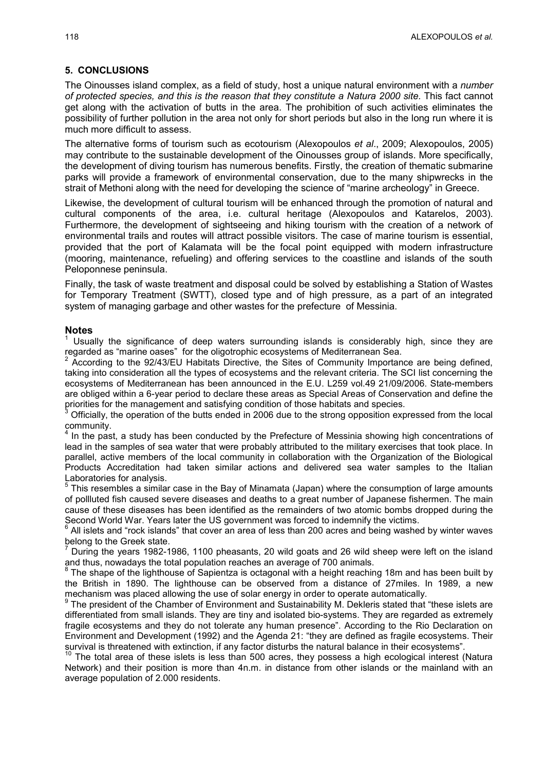## 5. CONCLUSIONS

The Oinousses island complex, as a field of study, host a unique natural environment with a *number of protected species, and this is the reason that they constitute a Natura 2000 site.* This fact cannot get along with the activation of butts in the area. The prohibition of such activities eliminates the possibility of further pollution in the area not only for short periods but also in the long run where it is much more difficult to assess.

The alternative forms of tourism such as ecotourism (Alexopoulos *et al*., 2009; Alexopoulos, 2005) may contribute to the sustainable development of the Oinousses group of islands. More specifically, the development of diving tourism has numerous benefits. Firstly, the creation of thematic submarine parks will provide a framework of environmental conservation, due to the many shipwrecks in the strait of Methoni along with the need for developing the science of "marine archeology" in Greece.

Likewise, the development of cultural tourism will be enhanced through the promotion of natural and cultural components of the area, i.e. cultural heritage (Alexopoulos and Katarelos, 2003). Furthermore, the development of sightseeing and hiking tourism with the creation of a network of environmental trails and routes will attract possible visitors. The case of marine tourism is essential, provided that the port of Kalamata will be the focal point equipped with modern infrastructure (mooring, maintenance, refueling) and offering services to the coastline and islands of the south Peloponnese peninsula.

Finally, the task of waste treatment and disposal could be solved by establishing a Station of Wastes for Temporary Treatment (SWTT), closed type and of high pressure, as a part of an integrated system of managing garbage and other wastes for the prefecture of Messinia.

### Notes

[1] Usually the significance of deep waters surrounding islands is considerably high, since they are regarded as "marine oases" for the oligotrophic ecosystems of Mediterranean Sea.

[2] According to the 92/43/EU Habitats Directive, the Sites of Community Importance are being defined, taking into consideration all the types of ecosystems and the relevant criteria. The SCI list concerning the ecosystems of Mediterranean has been announced in the E.U. L259 vol.49 21/09/2006. State-members are obliged within a 6-year period to declare these areas as Special Areas of Conservation and define the priorities for the management and satisfying condition of those habitats and species.

[3] Officially, the operation of the butts ended in 2006 due to the strong opposition expressed from the local community.

[4] In the past, a study has been conducted by the Prefecture of Messinia showing high concentrations of lead in the samples of sea water that were probably attributed to the military exercises that took place. In parallel, active members of the local community in collaboration with the Organization of the Biological Products Accreditation had taken similar actions and delivered sea water samples to the Italian Laboratories for analysis.

[5] This resembles a similar case in the Bay of Minamata (Japan) where the consumption of large amounts of pollluted fish caused severe diseases and deaths to a great number of Japanese fishermen. The main cause of these diseases has been identified as the remainders of two atomic bombs dropped during the Second World War. Years later the US government was forced to indemnify the victims.

[6] All islets and "rock islands" that cover an area of less than 200 acres and being washed by winter waves belong to the Greek state.

[7] During the years 1982-1986, 1100 pheasants, 20 wild goats and 26 wild sheep were left on the island and thus, nowadays the total population reaches an average of 700 animals.

[8] The shape of the lighthouse of Sapientza is octagonal with a height reaching 18m and has been built by the British in 1890. The lighthouse can be observed from a distance of 27miles. In 1989, a new mechanism was placed allowing the use of solar energy in order to operate automatically.

[9] The president of the Chamber of Environment and Sustainability M. Dekleris stated that "these islets are differentiated from small islands. They are tiny and isolated bio-systems. They are regarded as extremely fragile ecosystems and they do not tolerate any human presence". According to the Rio Declaration on Environment and Development (1992) and the Agenda 21: "they are defined as fragile ecosystems. Their survival is threatened with extinction, if any factor disturbs the natural balance in their ecosystems".

[10] The total area of these islets is less than 500 acres, they possess a high ecological interest (Natura Network) and their position is more than 4n.m. in distance from other islands or the mainland with an average population of 2.000 residents.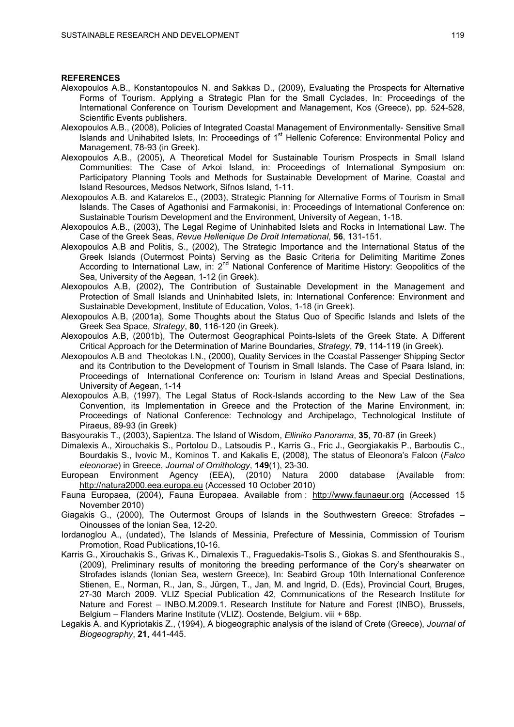## REFERENCES

Alexopoulos A.B., Konstantopoulos N. and Sakkas D., (2009), Evaluating the Prospects for Alternative Forms of Tourism. Applying a Strategic Plan for the Small Cyclades, In: Proceedings of the International Conference on Tourism Development and Management, Kos (Greece), pp. 524-528, Scientific Events publishers.

Alexopoulos A.B., (2008), Policies of Integrated Coastal Management of Environmentally- Sensitive Small Islands and Unihabited Islets, In: Proceedings of 1st Hellenic Coference: Environmental Policy and Management, 78-93 (in Greek).

Alexopoulos A.B., (2005), A Theoretical Model for Sustainable Tourism Prospects in Small Island Communities: The Case of Arkoi Island, in: Proceedings of International Symposium on: Participatory Planning Tools and Methods for Sustainable Development of Marine, Coastal and Island Resources, Medsos Network, Sifnos Island, 1-11.

Alexopoulos A.B. and Katarelos E., (2003), Strategic Planning for Alternative Forms of Tourism in Small Islands. The Cases of Agathonisi and Farmakonisi, in: Proceedings of International Conference on: Sustainable Tourism Development and the Environment, University of Aegean, 1-18.

Alexopoulos A.B., (2003), The Legal Regime of Uninhabited Islets and Rocks in International Law. The Case of the Greek Seas, *Revue Hellenique De Droit International*, **56**, 131-151.

Alexopoulos A.B and Politis, S., (2002), The Strategic Importance and the International Status of the Greek Islands (Outermost Points) Serving as the Basic Criteria for Delimiting Maritime Zones According to International Law, in: 2nd National Conference of Maritime History: Geopolitics of the Sea, University of the Aegean, 1-12 (in Greek).

Alexopoulos A.B, (2002), The Contribution of Sustainable Development in the Management and Protection of Small Islands and Uninhabited Islets, in: International Conference: Environment and Sustainable Development, Institute of Education, Volos, 1-18 (in Greek).

Alexopoulos A.B, (2001a), Some Thoughts about the Status Quo of Specific Islands and Islets of the Greek Sea Space, *Strategy*, **80**, 116-120 (in Greek).

Alexopoulos A.B, (2001b), The Outermost Geographical Points-Islets of the Greek State. A Different Critical Approach for the Determination of Marine Boundaries, *Strategy*, **79**, 114-119 (in Greek).

Alexopoulos A.B and Theotokas I.N., (2000), Quality Services in the Coastal Passenger Shipping Sector and its Contribution to the Development of Tourism in Small Islands. The Case of Psara Island, in: Proceedings of International Conference on: Tourism in Island Areas and Special Destinations, University of Aegean, 1-14

Alexopoulos A.B, (1997), The Legal Status of Rock-Islands according to the New Law of the Sea Convention, its Implementation in Greece and the Protection of the Marine Environment, in: Proceedings of National Conference: Technology and Archipelago, Technological Institute of Piraeus, 89-93 (in Greek)

Basyourakis T., (2003), Sapientza. The Island of Wisdom, *Elliniko Panorama*, **35**, 70-87 (in Greek)

Dimalexis A., Xirouchakis S., Portolou D., Latsoudis P., Karris G., Fric J., Georgiakakis P., Barboutis C., Bourdakis S., Ivovic M., Kominos T. and Kakalis E, (2008), The status of Eleonora's Falcon (*Falco eleonorae*) in Greece, *Journal of Ornithology*, **149**(1), 23-30.

European Environment Agency (EEA), (2010) Natura 2000 database (Available from: http://natura2000.eea.europa.eu (Accessed 10 October 2010)

Fauna Europaea, (2004), Fauna Europaea. Available from : http://www.faunaeur.org (Accessed 15 November 2010)

Giagakis G., (2000), The Outermost Groups of Islands in the Southwestern Greece: Strofades – Oinousses of the Ionian Sea, 12-20.

Iordanoglou A., (undated), The Islands of Messinia, Prefecture of Messinia, Commission of Tourism Promotion, Road Publications,10-16.

Karris G., Xirouchakis S., Grivas K., Dimalexis T., Fraguedakis-Tsolis S., Giokas S. and Sfenthourakis S., (2009), Preliminary results of monitoring the breeding performance of the Cory's shearwater on Strofades islands (Ionian Sea, western Greece), In: Seabird Group 10th International Conference Stienen, E., Norman, R., Jan, S., Jürgen, T., Jan, M. and Ingrid, D. (Eds), Provincial Court, Bruges, 27-30 March 2009. VLIZ Special Publication 42, Communications of the Research Institute for Nature and Forest – INBO.M.2009.1. Research Institute for Nature and Forest (INBO), Brussels, Belgium – Flanders Marine Institute (VLIZ). Oostende, Belgium. viii + 68p.

Legakis A. and Kypriotakis Z., (1994), A biogeographic analysis of the island of Crete (Greece), *Journal of Biogeography*, **21**, 441-445.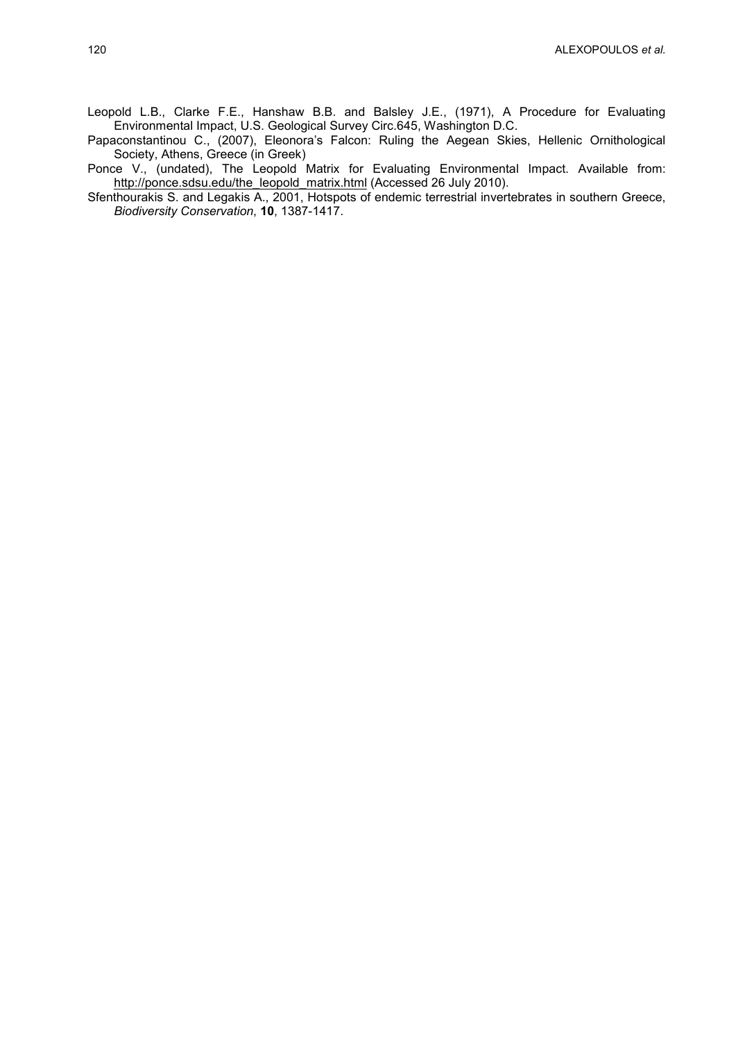Leopold L.B., Clarke F.E., Hanshaw B.B. and Balsley J.E., (1971), A Procedure for Evaluating Environmental Impact, U.S. Geological Survey Circ.645, Washington D.C.

Papaconstantinou C., (2007), Eleonora's Falcon: Ruling the Aegean Skies, Hellenic Ornithological Society, Athens, Greece (in Greek)

Ponce V., (undated), The Leopold Matrix for Evaluating Environmental Impact. Available from: http://ponce.sdsu.edu/the_leopold_matrix.html (Accessed 26 July 2010).

Sfenthourakis S. and Legakis A., 2001, Hotspots of endemic terrestrial invertebrates in southern Greece, *Biodiversity Conservation*, **10**, 1387-1417.